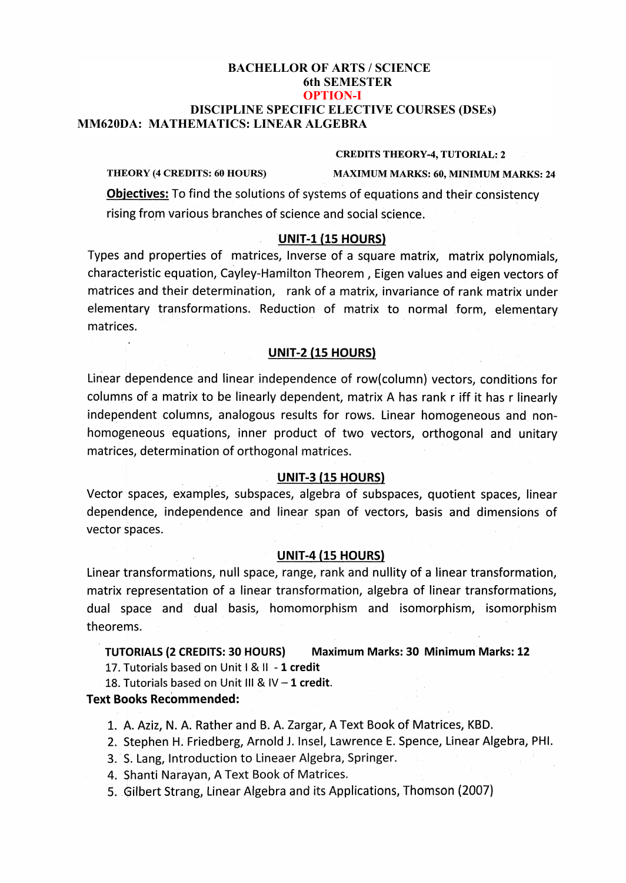**BACHELLOR OF ARTS / SCIENCE**

**6th SEMESTER**

**OPTION-I**

**DISCIPLINE SPECIFIC ELECTIVE COURSES (DSEs)**

# MM620DA: MATHEMATICS: LINEAR ALGEBRA

**CREDITS THEORY-4, TUTORIAL: 2**

**THEORY (4 CREDITS: 60 HOURS)** **MAXIMUM MARKS: 60, MINIMUM MARKS: 24**

**Objectives:** To find the solutions of systems of equations and their consistency rising from various branches of science and social science.

## UNIT-1 (15 HOURS)

Types and properties of matrices, Inverse of a square matrix, matrix polynomials, characteristic equation, Cayley-Hamilton Theorem , Eigen values and eigen vectors of matrices and their determination, rank of a matrix, invariance of rank matrix under elementary transformations. Reduction of matrix to normal form, elementary matrices.

## UNIT-2 (15 HOURS)

Linear dependence and linear independence of row(column) vectors, conditions for columns of a matrix to be linearly dependent, matrix A has rank r iff it has r linearly independent columns, analogous results for rows. Linear homogeneous and non-homogeneous equations, inner product of two vectors, orthogonal and unitary matrices, determination of orthogonal matrices.

## UNIT-3 (15 HOURS)

Vector spaces, examples, subspaces, algebra of subspaces, quotient spaces, linear dependence, independence and linear span of vectors, basis and dimensions of vector spaces.

## UNIT-4 (15 HOURS)

Linear transformations, null space, range, rank and nullity of a linear transformation, matrix representation of a linear transformation, algebra of linear transformations, dual space and dual basis, homomorphism and isomorphism, isomorphism theorems.

**TUTORIALS (2 CREDITS: 30 HOURS)** **Maximum Marks: 30 Minimum Marks: 12**

17. Tutorials based on Unit I & II - **1 credit**
18. Tutorials based on Unit III & IV – **1 credit**.

**Text Books Recommended:**

1. A. Aziz, N. A. Rather and B. A. Zargar, A Text Book of Matrices, KBD.
2. Stephen H. Friedberg, Arnold J. Insel, Lawrence E. Spence, Linear Algebra, PHI.
3. S. Lang, Introduction to Lineaer Algebra, Springer.
4. Shanti Narayan, A Text Book of Matrices.
5. Gilbert Strang, Linear Algebra and its Applications, Thomson (2007)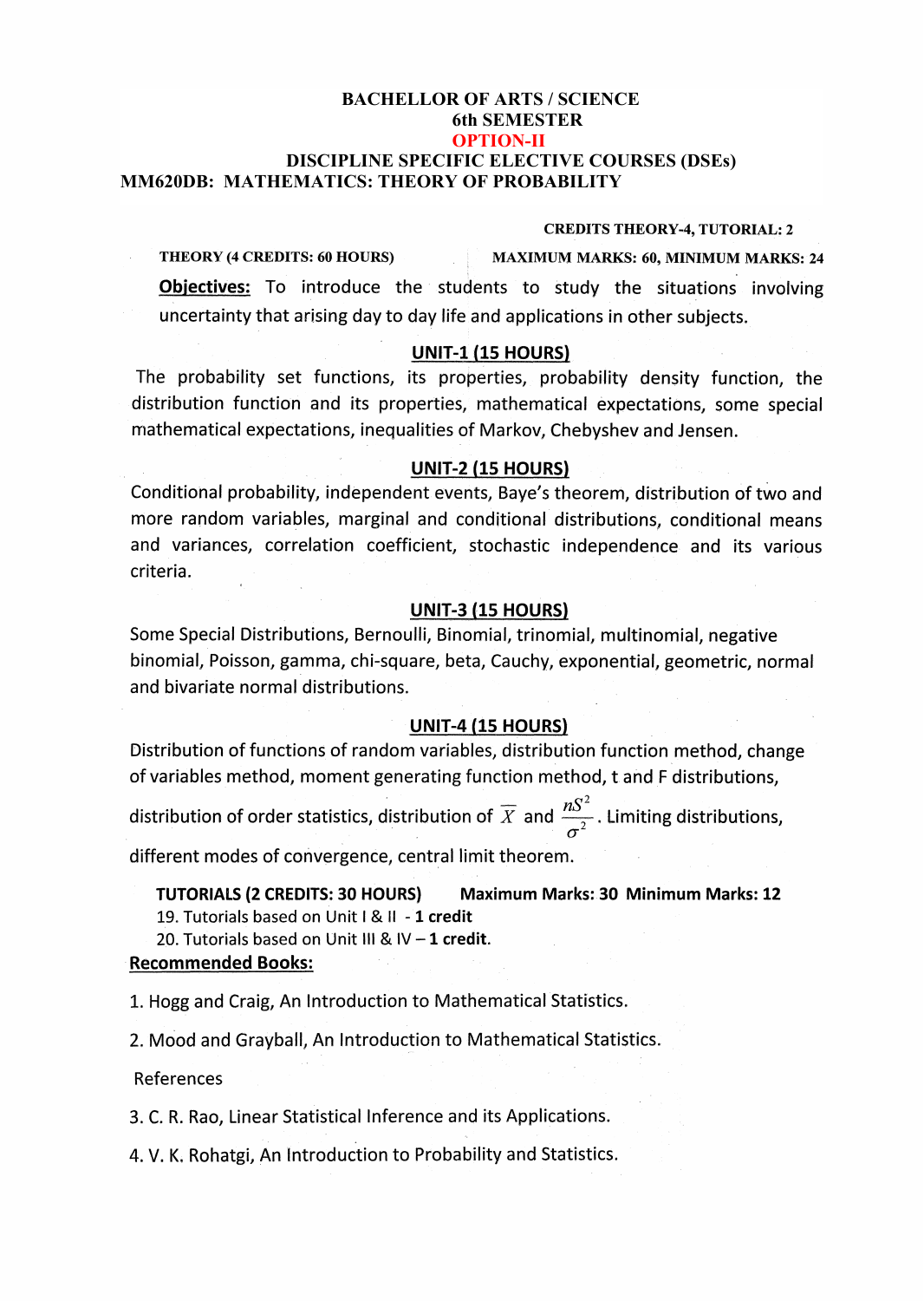# BACHELLOR OF ARTS / SCIENCE

## 6th SEMESTER

## OPTION-II

## DISCIPLINE SPECIFIC ELECTIVE COURSES (DSEs)

## MM620DB: MATHEMATICS: THEORY OF PROBABILITY

**CREDITS THEORY-4, TUTORIAL: 2**

**THEORY (4 CREDITS: 60 HOURS)** **MAXIMUM MARKS: 60, MINIMUM MARKS: 24**

**Objectives:** To introduce the students to study the situations involving uncertainty that arising day to day life and applications in other subjects.

### UNIT-1 (15 HOURS)

The probability set functions, its properties, probability density function, the distribution function and its properties, mathematical expectations, some special mathematical expectations, inequalities of Markov, Chebyshev and Jensen.

### UNIT-2 (15 HOURS)

Conditional probability, independent events, Baye's theorem, distribution of two and more random variables, marginal and conditional distributions, conditional means and variances, correlation coefficient, stochastic independence and its various criteria.

### UNIT-3 (15 HOURS)

Some Special Distributions, Bernoulli, Binomial, trinomial, multinomial, negative binomial, Poisson, gamma, chi-square, beta, Cauchy, exponential, geometric, normal and bivariate normal distributions.

### UNIT-4 (15 HOURS)

Distribution of functions of random variables, distribution function method, change of variables method, moment generating function method, t and F distributions, distribution of order statistics, distribution of $\overline{X}$ and $\frac{nS^2}{\sigma^2}$. Limiting distributions, different modes of convergence, central limit theorem.

**TUTORIALS (2 CREDITS: 30 HOURS)** **Maximum Marks: 30 Minimum Marks: 12**

19. Tutorials based on Unit I & II - **1 credit**
20. Tutorials based on Unit III & IV – **1 credit**.

**Recommended Books:**

1. Hogg and Craig, An Introduction to Mathematical Statistics.
2. Mood and Grayball, An Introduction to Mathematical Statistics.

References

3. C. R. Rao, Linear Statistical Inference and its Applications.
4. V. K. Rohatgi, An Introduction to Probability and Statistics.